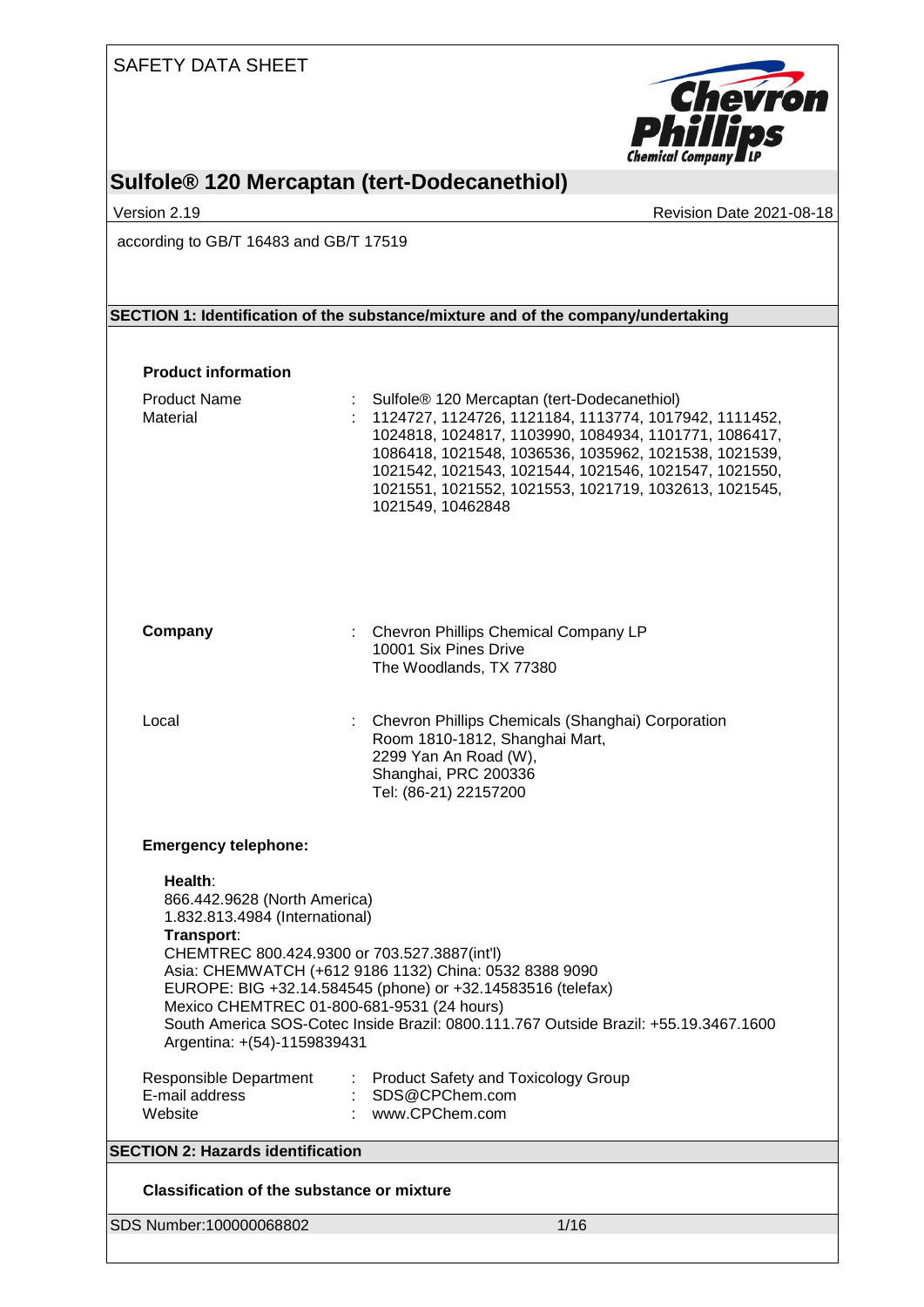SAFETY DATA SHEET

# Sulfole® 120 Mercaptan (tert-Dodecanethiol)

Version 2.19 | Revision Date 2021-08-18

according to GB/T 16483 and GB/T 17519

## SECTION 1: Identification of the substance/mixture and of the company/undertaking

### Product information

Product Name : Sulfole® 120 Mercaptan (tert-Dodecanethiol)

Material : 1124727, 1124726, 1121184, 1113774, 1017942, 1111452, 1024818, 1024817, 1103990, 1084934, 1101771, 1086417, 1086418, 1021548, 1036536, 1035962, 1021538, 1021539, 1021542, 1021543, 1021544, 1021546, 1021547, 1021550, 1021551, 1021552, 1021553, 1021719, 1032613, 1021545, 1021549, 10462848

**Company** : Chevron Phillips Chemical Company LP
10001 Six Pines Drive
The Woodlands, TX 77380

Local : Chevron Phillips Chemicals (Shanghai) Corporation
Room 1810-1812, Shanghai Mart,
2299 Yan An Road (W),
Shanghai, PRC 200336
Tel: (86-21) 22157200

### Emergency telephone:

**Health**:
866.442.9628 (North America)
1.832.813.4984 (International)
**Transport**:
CHEMTREC 800.424.9300 or 703.527.3887(int'l)
Asia: CHEMWATCH (+612 9186 1132) China: 0532 8388 9090
EUROPE: BIG +32.14.584545 (phone) or +32.14583516 (telefax)
Mexico CHEMTREC 01-800-681-9531 (24 hours)
South America SOS-Cotec Inside Brazil: 0800.111.767 Outside Brazil: +55.19.3467.1600
Argentina: +(54)-1159839431

Responsible Department : Product Safety and Toxicology Group
E-mail address : SDS@CPChem.com
Website : www.CPChem.com

## SECTION 2: Hazards identification

### Classification of the substance or mixture

SDS Number:100000068802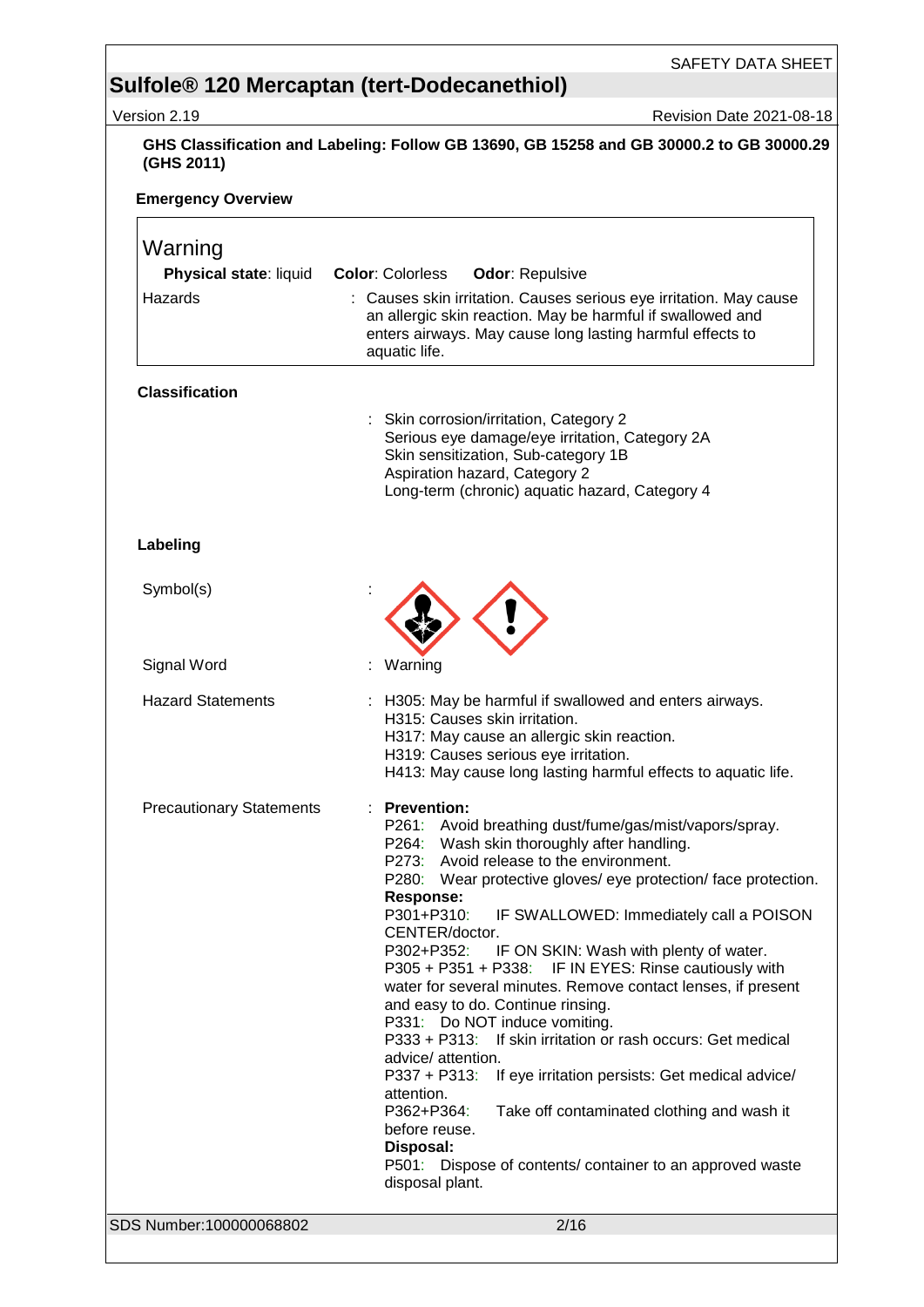**GHS Classification and Labeling: Follow GB 13690, GB 15258 and GB 30000.2 to GB 30000.29 (GHS 2011)**

**Emergency Overview**

| Warning | |
|---|---|
| **Physical state**: liquid **Color**: Colorless **Odor**: Repulsive | |
| Hazards | : Causes skin irritation. Causes serious eye irritation. May cause an allergic skin reaction. May be harmful if swallowed and enters airways. May cause long lasting harmful effects to aquatic life. |

**Classification**

: Skin corrosion/irritation, Category 2
Serious eye damage/eye irritation, Category 2A
Skin sensitization, Sub-category 1B
Aspiration hazard, Category 2
Long-term (chronic) aquatic hazard, Category 4

**Labeling**

Symbol(s) :

Signal Word : Warning

Hazard Statements :
H305: May be harmful if swallowed and enters airways.
H315: Causes skin irritation.
H317: May cause an allergic skin reaction.
H319: Causes serious eye irritation.
H413: May cause long lasting harmful effects to aquatic life.

Precautionary Statements :

**Prevention:**
P261: Avoid breathing dust/fume/gas/mist/vapors/spray.
P264: Wash skin thoroughly after handling.
P273: Avoid release to the environment.
P280: Wear protective gloves/ eye protection/ face protection.

**Response:**
P301+P310: IF SWALLOWED: Immediately call a POISON CENTER/doctor.
P302+P352: IF ON SKIN: Wash with plenty of water.
P305 + P351 + P338: IF IN EYES: Rinse cautiously with water for several minutes. Remove contact lenses, if present and easy to do. Continue rinsing.
P331: Do NOT induce vomiting.
P333 + P313: If skin irritation or rash occurs: Get medical advice/ attention.
P337 + P313: If eye irritation persists: Get medical advice/ attention.
P362+P364: Take off contaminated clothing and wash it before reuse.

**Disposal:**
P501: Dispose of contents/ container to an approved waste disposal plant.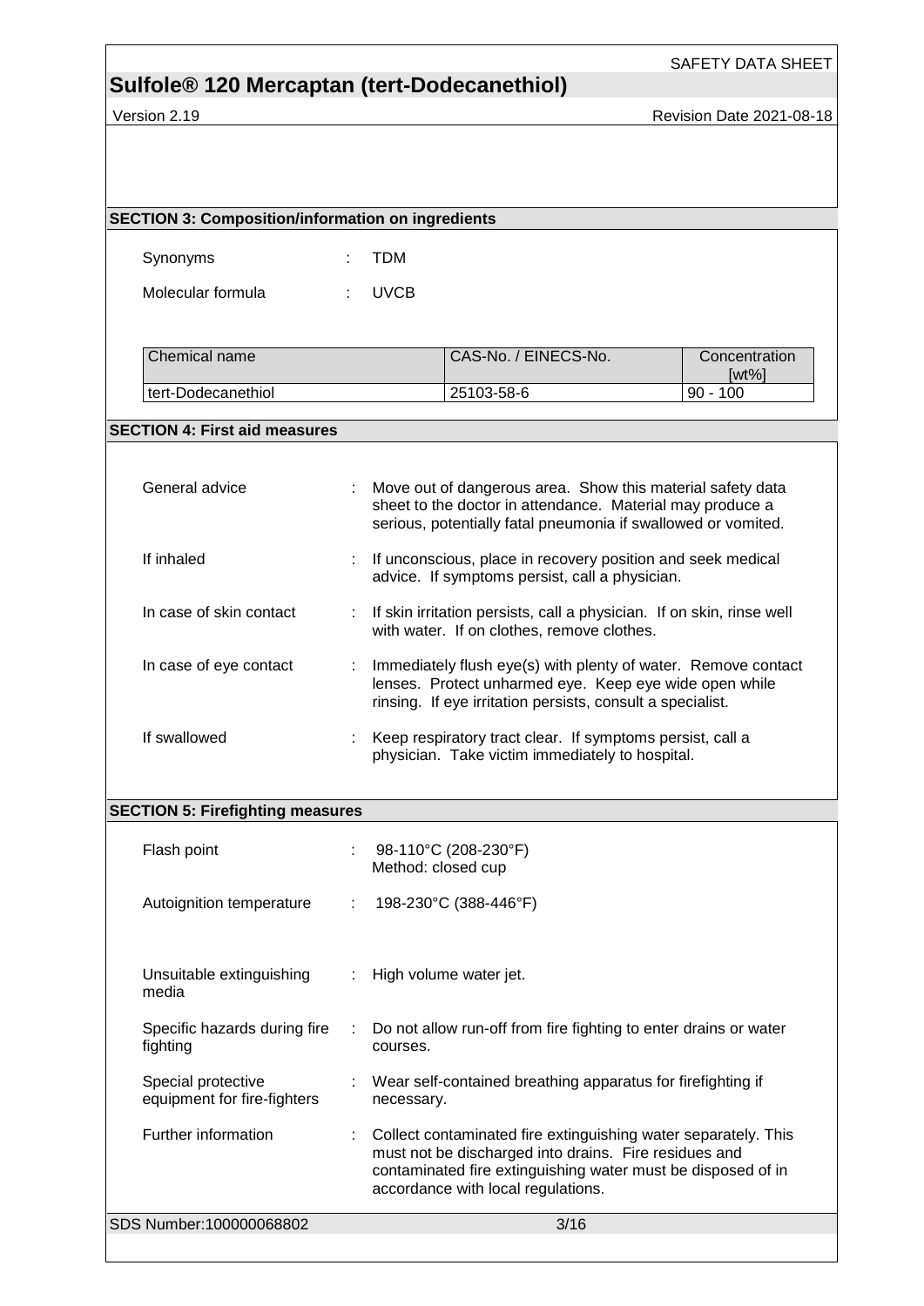## SECTION 3: Composition/information on ingredients

Synonyms : TDM

Molecular formula : UVCB

| Chemical name | CAS-No. / EINECS-No. | Concentration [wt%] |
|---|---|---|
| tert-Dodecanethiol | 25103-58-6 | 90 - 100 |

## SECTION 4: First aid measures

General advice : Move out of dangerous area. Show this material safety data sheet to the doctor in attendance. Material may produce a serious, potentially fatal pneumonia if swallowed or vomited.

If inhaled : If unconscious, place in recovery position and seek medical advice. If symptoms persist, call a physician.

In case of skin contact : If skin irritation persists, call a physician. If on skin, rinse well with water. If on clothes, remove clothes.

In case of eye contact : Immediately flush eye(s) with plenty of water. Remove contact lenses. Protect unharmed eye. Keep eye wide open while rinsing. If eye irritation persists, consult a specialist.

If swallowed : Keep respiratory tract clear. If symptoms persist, call a physician. Take victim immediately to hospital.

## SECTION 5: Firefighting measures

Flash point : 98-110°C (208-230°F)
Method: closed cup

Autoignition temperature : 198-230°C (388-446°F)

Unsuitable extinguishing media : High volume water jet.

Specific hazards during fire fighting : Do not allow run-off from fire fighting to enter drains or water courses.

Special protective equipment for fire-fighters : Wear self-contained breathing apparatus for firefighting if necessary.

Further information : Collect contaminated fire extinguishing water separately. This must not be discharged into drains. Fire residues and contaminated fire extinguishing water must be disposed of in accordance with local regulations.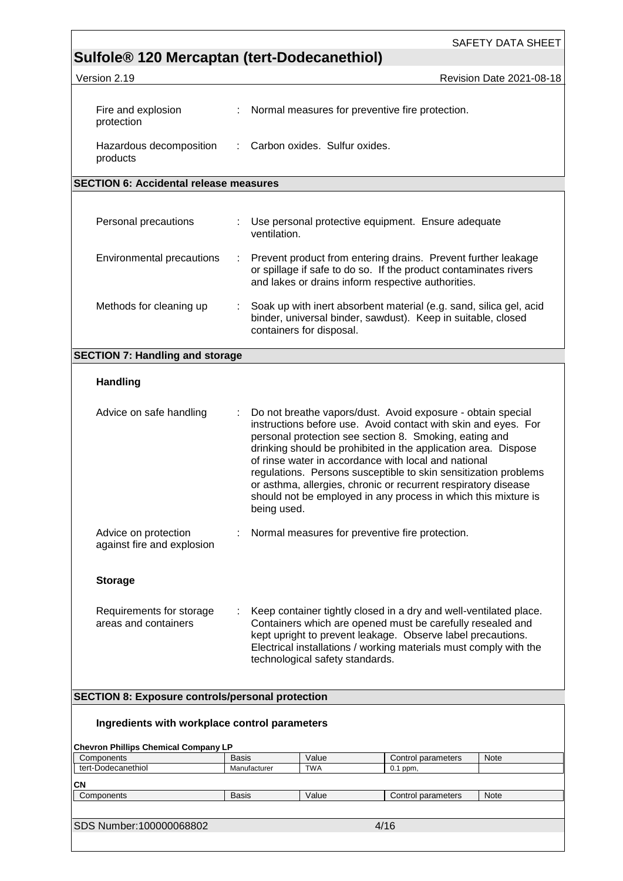| | | |
|---|---|---|
| Fire and explosion protection | : | Normal measures for preventive fire protection. |
| Hazardous decomposition products | : | Carbon oxides. Sulfur oxides. |

## SECTION 6: Accidental release measures

| | | |
|---|---|---|
| Personal precautions | : | Use personal protective equipment. Ensure adequate ventilation. |
| Environmental precautions | : | Prevent product from entering drains. Prevent further leakage or spillage if safe to do so. If the product contaminates rivers and lakes or drains inform respective authorities. |
| Methods for cleaning up | : | Soak up with inert absorbent material (e.g. sand, silica gel, acid binder, universal binder, sawdust). Keep in suitable, closed containers for disposal. |

## SECTION 7: Handling and storage

### Handling

| | | |
|---|---|---|
| Advice on safe handling | : | Do not breathe vapors/dust. Avoid exposure - obtain special instructions before use. Avoid contact with skin and eyes. For personal protection see section 8. Smoking, eating and drinking should be prohibited in the application area. Dispose of rinse water in accordance with local and national regulations. Persons susceptible to skin sensitization problems or asthma, allergies, chronic or recurrent respiratory disease should not be employed in any process in which this mixture is being used. |
| Advice on protection against fire and explosion | : | Normal measures for preventive fire protection. |

### Storage

| | | |
|---|---|---|
| Requirements for storage areas and containers | : | Keep container tightly closed in a dry and well-ventilated place. Containers which are opened must be carefully resealed and kept upright to prevent leakage. Observe label precautions. Electrical installations / working materials must comply with the technological safety standards. |

## SECTION 8: Exposure controls/personal protection

### Ingredients with workplace control parameters

**Chevron Phillips Chemical Company LP**

| Components | Basis | Value | Control parameters | Note |
|---|---|---|---|---|
| tert-Dodecanethiol | Manufacturer | TWA | 0.1 ppm, | |

**CN**

| Components | Basis | Value | Control parameters | Note |
|---|---|---|---|---|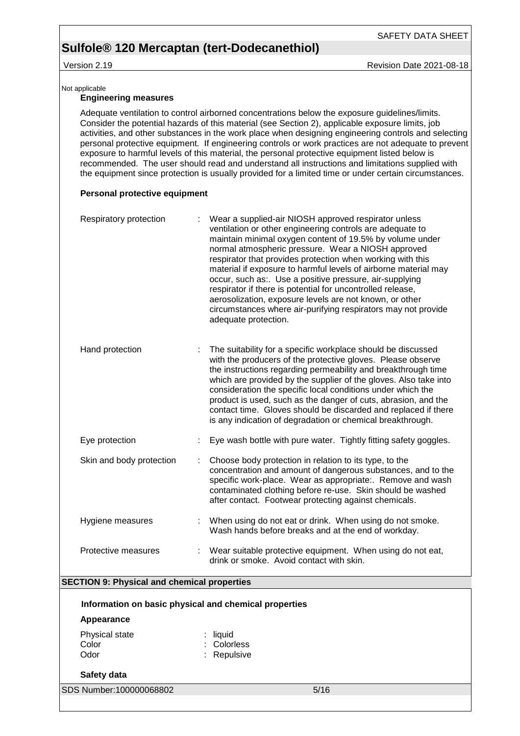Not applicable

**Engineering measures**

Adequate ventilation to control airborned concentrations below the exposure guidelines/limits. Consider the potential hazards of this material (see Section 2), applicable exposure limits, job activities, and other substances in the work place when designing engineering controls and selecting personal protective equipment. If engineering controls or work practices are not adequate to prevent exposure to harmful levels of this material, the personal protective equipment listed below is recommended. The user should read and understand all instructions and limitations supplied with the equipment since protection is usually provided for a limited time or under certain circumstances.

**Personal protective equipment**

| | | |
|---|---|---|
| Respiratory protection | : | Wear a supplied-air NIOSH approved respirator unless ventilation or other engineering controls are adequate to maintain minimal oxygen content of 19.5% by volume under normal atmospheric pressure. Wear a NIOSH approved respirator that provides protection when working with this material if exposure to harmful levels of airborne material may occur, such as:. Use a positive pressure, air-supplying respirator if there is potential for uncontrolled release, aerosolization, exposure levels are not known, or other circumstances where air-purifying respirators may not provide adequate protection. |
| Hand protection | : | The suitability for a specific workplace should be discussed with the producers of the protective gloves. Please observe the instructions regarding permeability and breakthrough time which are provided by the supplier of the gloves. Also take into consideration the specific local conditions under which the product is used, such as the danger of cuts, abrasion, and the contact time. Gloves should be discarded and replaced if there is any indication of degradation or chemical breakthrough. |
| Eye protection | : | Eye wash bottle with pure water. Tightly fitting safety goggles. |
| Skin and body protection | : | Choose body protection in relation to its type, to the concentration and amount of dangerous substances, and to the specific work-place. Wear as appropriate:. Remove and wash contaminated clothing before re-use. Skin should be washed after contact. Footwear protecting against chemicals. |
| Hygiene measures | : | When using do not eat or drink. When using do not smoke. Wash hands before breaks and at the end of workday. |
| Protective measures | : | Wear suitable protective equipment. When using do not eat, drink or smoke. Avoid contact with skin. |

## SECTION 9: Physical and chemical properties

### Information on basic physical and chemical properties

**Appearance**

| | | |
|---|---|---|
| Physical state | : | liquid |
| Color | : | Colorless |
| Odor | : | Repulsive |

**Safety data**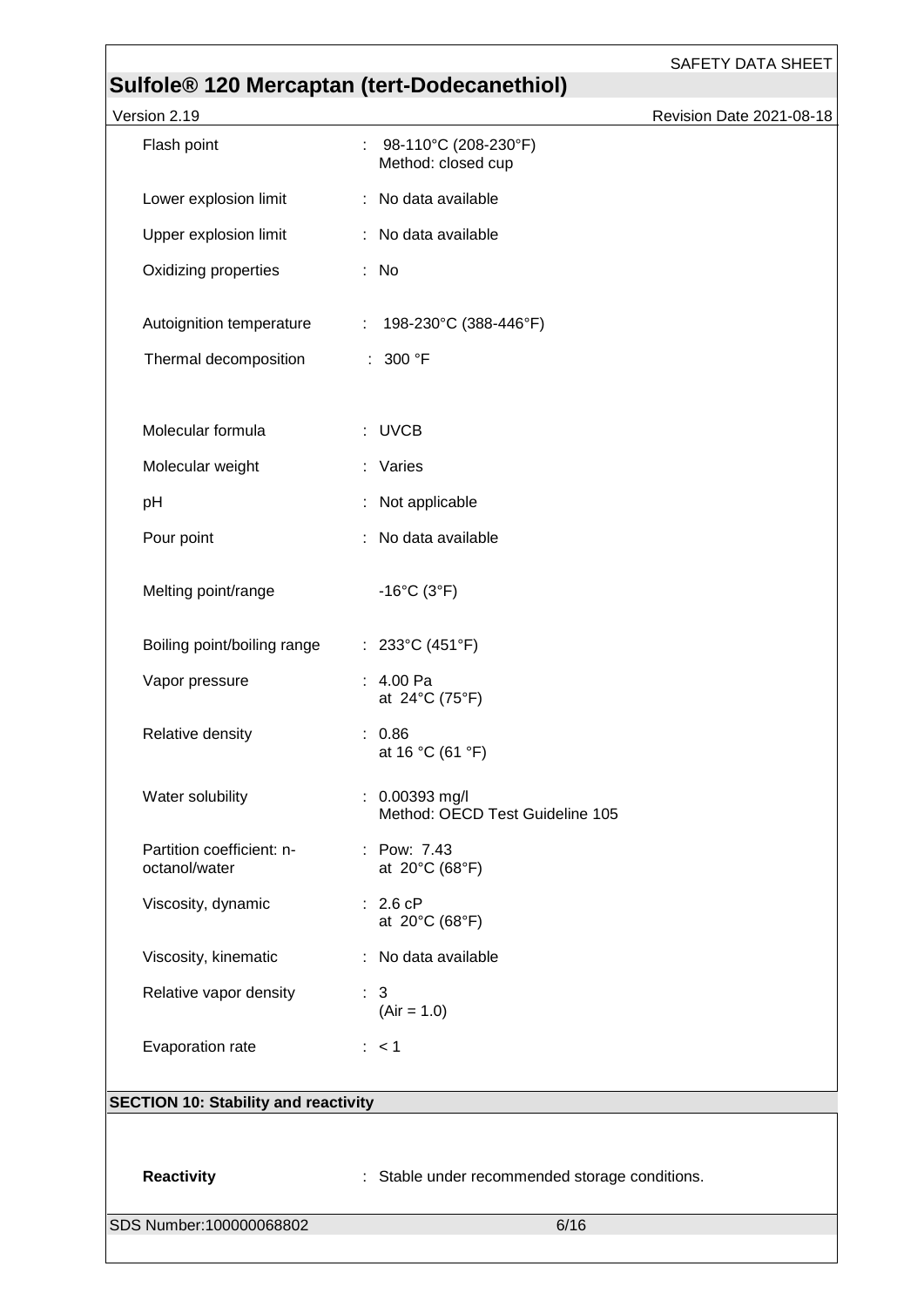| Property | | Value |
|---|---|---|
| Flash point | : | 98-110°C (208-230°F)<br>Method: closed cup |
| Lower explosion limit | : | No data available |
| Upper explosion limit | : | No data available |
| Oxidizing properties | : | No |
| Autoignition temperature | : | 198-230°C (388-446°F) |
| Thermal decomposition | : | 300 °F |
| Molecular formula | : | UVCB |
| Molecular weight | : | Varies |
| pH | : | Not applicable |
| Pour point | : | No data available |
| Melting point/range | | -16°C (3°F) |
| Boiling point/boiling range | : | 233°C (451°F) |
| Vapor pressure | : | 4.00 Pa<br>at 24°C (75°F) |
| Relative density | : | 0.86<br>at 16 °C (61 °F) |
| Water solubility | : | 0.00393 mg/l<br>Method: OECD Test Guideline 105 |
| Partition coefficient: n-octanol/water | : | Pow: 7.43<br>at 20°C (68°F) |
| Viscosity, dynamic | : | 2.6 cP<br>at 20°C (68°F) |
| Viscosity, kinematic | : | No data available |
| Relative vapor density | : | 3<br>(Air = 1.0) |
| Evaporation rate | : | < 1 |

## SECTION 10: Stability and reactivity

| | | |
|---|---|---|
| **Reactivity** | : | Stable under recommended storage conditions. |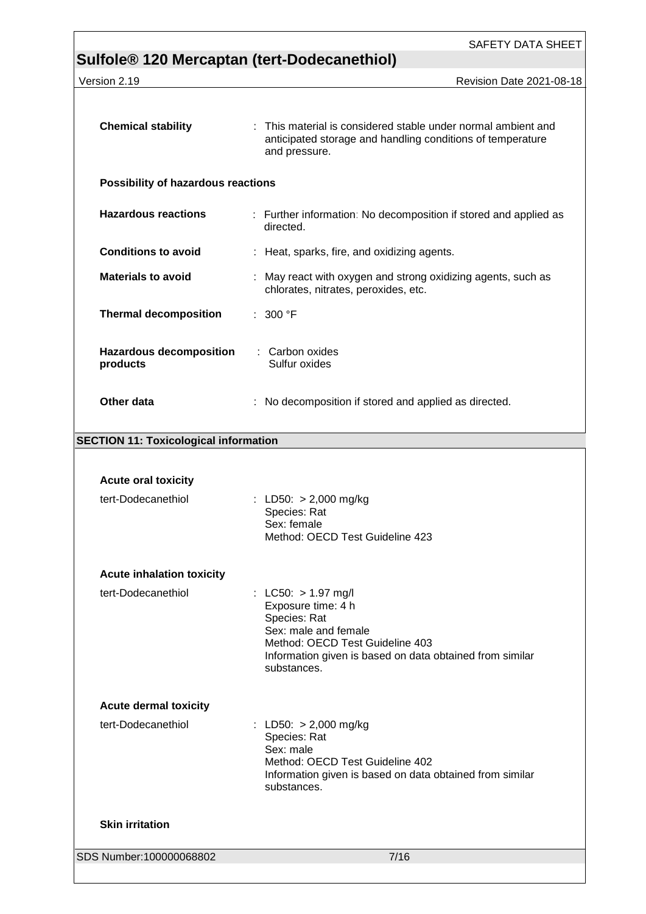**Chemical stability** : This material is considered stable under normal ambient and anticipated storage and handling conditions of temperature and pressure.

**Possibility of hazardous reactions**

**Hazardous reactions** : Further information: No decomposition if stored and applied as directed.

**Conditions to avoid** : Heat, sparks, fire, and oxidizing agents.

**Materials to avoid** : May react with oxygen and strong oxidizing agents, such as chlorates, nitrates, peroxides, etc.

**Thermal decomposition** : 300 °F

**Hazardous decomposition products** : Carbon oxides
Sulfur oxides

**Other data** : No decomposition if stored and applied as directed.

## SECTION 11: Toxicological information

**Acute oral toxicity**

tert-Dodecanethiol : LD50: > 2,000 mg/kg
Species: Rat
Sex: female
Method: OECD Test Guideline 423

**Acute inhalation toxicity**

tert-Dodecanethiol : LC50: > 1.97 mg/l
Exposure time: 4 h
Species: Rat
Sex: male and female
Method: OECD Test Guideline 403
Information given is based on data obtained from similar substances.

**Acute dermal toxicity**

tert-Dodecanethiol : LD50: > 2,000 mg/kg
Species: Rat
Sex: male
Method: OECD Test Guideline 402
Information given is based on data obtained from similar substances.

**Skin irritation**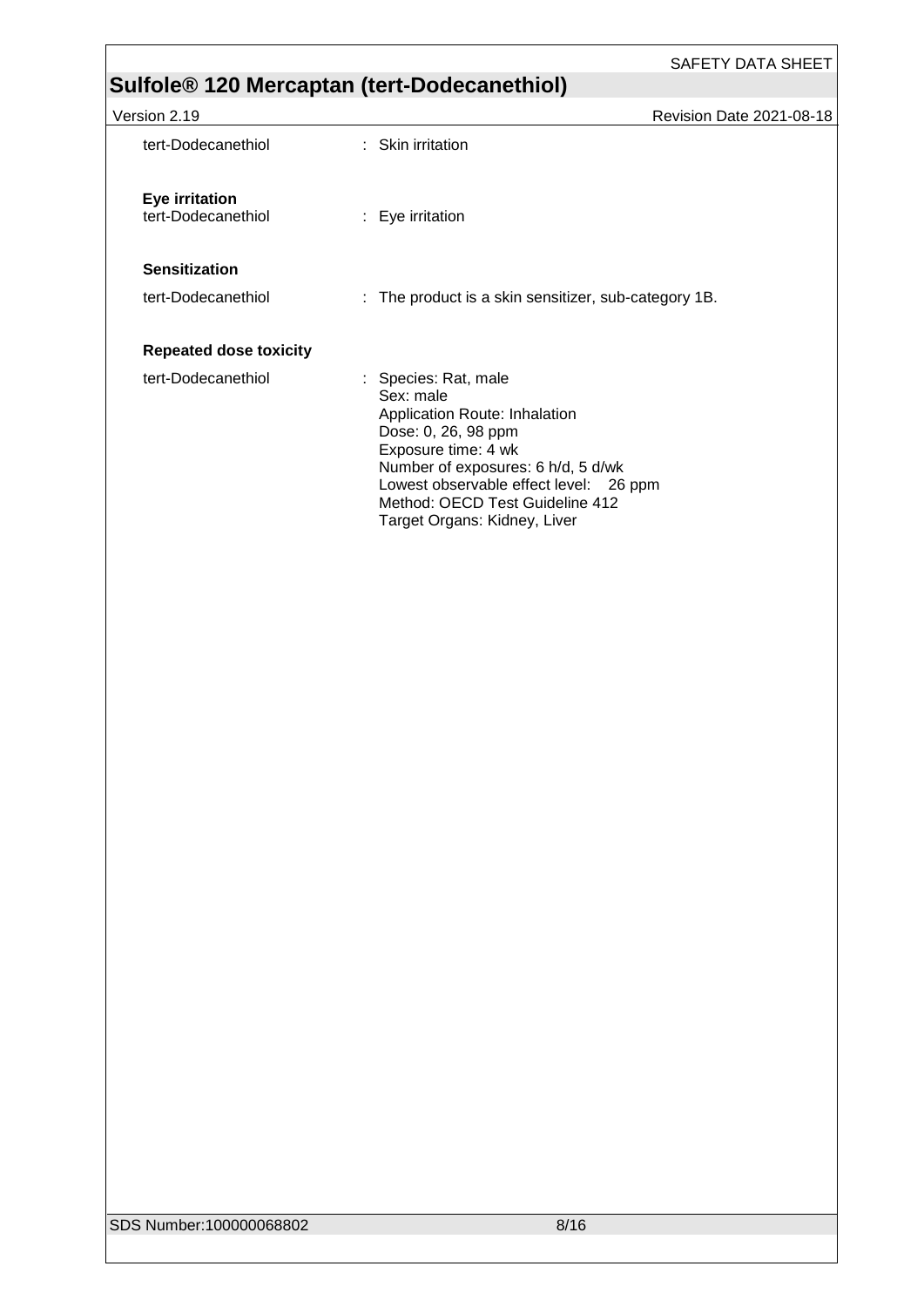tert-Dodecanethiol : Skin irritation

**Eye irritation**

tert-Dodecanethiol : Eye irritation

**Sensitization**

tert-Dodecanethiol : The product is a skin sensitizer, sub-category 1B.

**Repeated dose toxicity**

tert-Dodecanethiol : Species: Rat, male
Sex: male
Application Route: Inhalation
Dose: 0, 26, 98 ppm
Exposure time: 4 wk
Number of exposures: 6 h/d, 5 d/wk
Lowest observable effect level: 26 ppm
Method: OECD Test Guideline 412
Target Organs: Kidney, Liver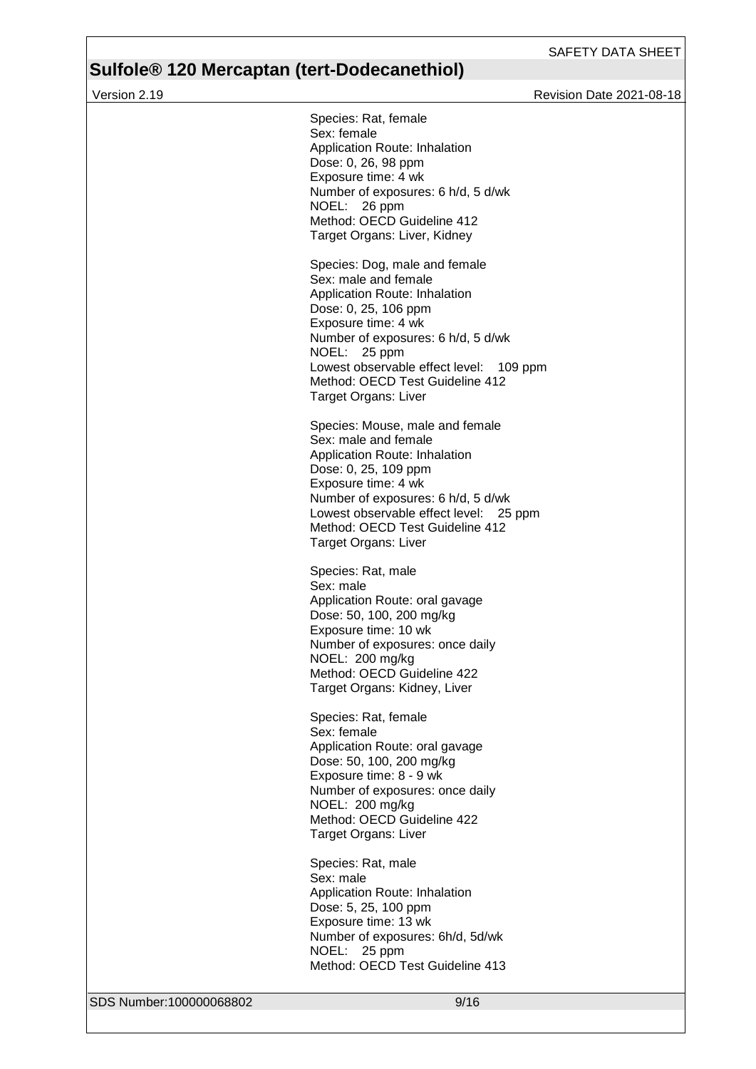Species: Rat, female
Sex: female
Application Route: Inhalation
Dose: 0, 26, 98 ppm
Exposure time: 4 wk
Number of exposures: 6 h/d, 5 d/wk
NOEL: 26 ppm
Method: OECD Guideline 412
Target Organs: Liver, Kidney

Species: Dog, male and female
Sex: male and female
Application Route: Inhalation
Dose: 0, 25, 106 ppm
Exposure time: 4 wk
Number of exposures: 6 h/d, 5 d/wk
NOEL: 25 ppm
Lowest observable effect level: 109 ppm
Method: OECD Test Guideline 412
Target Organs: Liver

Species: Mouse, male and female
Sex: male and female
Application Route: Inhalation
Dose: 0, 25, 109 ppm
Exposure time: 4 wk
Number of exposures: 6 h/d, 5 d/wk
Lowest observable effect level: 25 ppm
Method: OECD Test Guideline 412
Target Organs: Liver

Species: Rat, male
Sex: male
Application Route: oral gavage
Dose: 50, 100, 200 mg/kg
Exposure time: 10 wk
Number of exposures: once daily
NOEL: 200 mg/kg
Method: OECD Guideline 422
Target Organs: Kidney, Liver

Species: Rat, female
Sex: female
Application Route: oral gavage
Dose: 50, 100, 200 mg/kg
Exposure time: 8 - 9 wk
Number of exposures: once daily
NOEL: 200 mg/kg
Method: OECD Guideline 422
Target Organs: Liver

Species: Rat, male
Sex: male
Application Route: Inhalation
Dose: 5, 25, 100 ppm
Exposure time: 13 wk
Number of exposures: 6h/d, 5d/wk
NOEL: 25 ppm
Method: OECD Test Guideline 413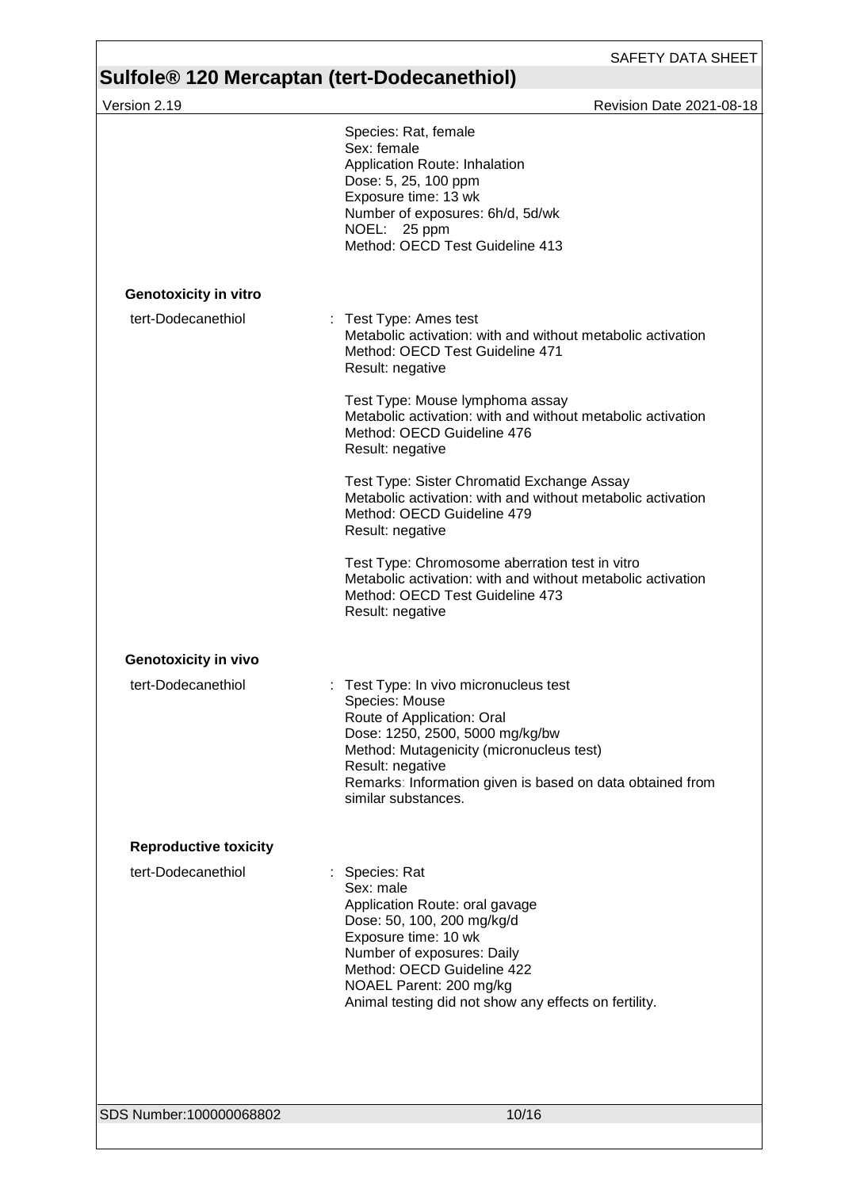Species: Rat, female
Sex: female
Application Route: Inhalation
Dose: 5, 25, 100 ppm
Exposure time: 13 wk
Number of exposures: 6h/d, 5d/wk
NOEL: 25 ppm
Method: OECD Test Guideline 413

**Genotoxicity in vitro**

tert-Dodecanethiol : Test Type: Ames test
Metabolic activation: with and without metabolic activation
Method: OECD Test Guideline 471
Result: negative

Test Type: Mouse lymphoma assay
Metabolic activation: with and without metabolic activation
Method: OECD Guideline 476
Result: negative

Test Type: Sister Chromatid Exchange Assay
Metabolic activation: with and without metabolic activation
Method: OECD Guideline 479
Result: negative

Test Type: Chromosome aberration test in vitro
Metabolic activation: with and without metabolic activation
Method: OECD Test Guideline 473
Result: negative

**Genotoxicity in vivo**

tert-Dodecanethiol : Test Type: In vivo micronucleus test
Species: Mouse
Route of Application: Oral
Dose: 1250, 2500, 5000 mg/kg/bw
Method: Mutagenicity (micronucleus test)
Result: negative
Remarks: Information given is based on data obtained from similar substances.

**Reproductive toxicity**

tert-Dodecanethiol : Species: Rat
Sex: male
Application Route: oral gavage
Dose: 50, 100, 200 mg/kg/d
Exposure time: 10 wk
Number of exposures: Daily
Method: OECD Guideline 422
NOAEL Parent: 200 mg/kg
Animal testing did not show any effects on fertility.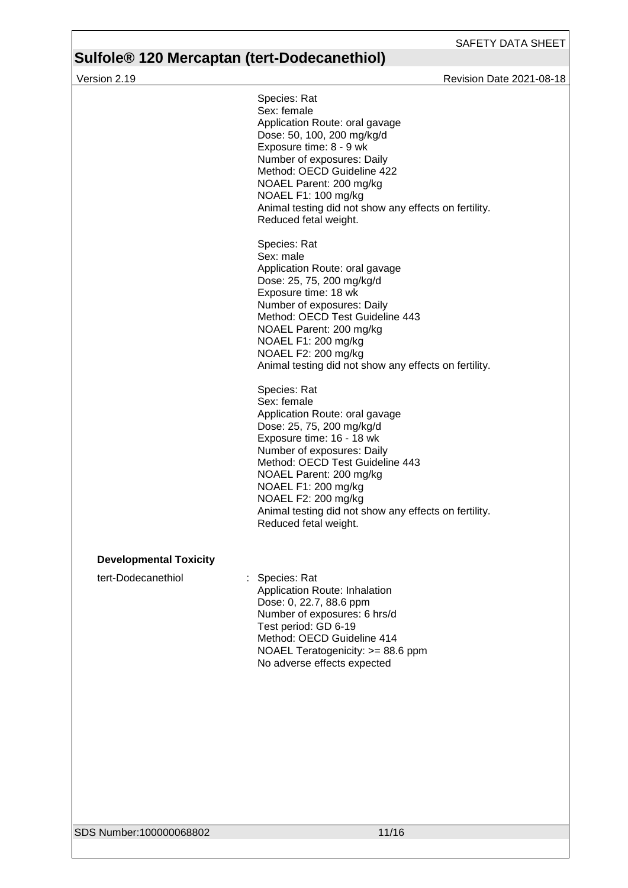Species: Rat
Sex: female
Application Route: oral gavage
Dose: 50, 100, 200 mg/kg/d
Exposure time: 8 - 9 wk
Number of exposures: Daily
Method: OECD Guideline 422
NOAEL Parent: 200 mg/kg
NOAEL F1: 100 mg/kg
Animal testing did not show any effects on fertility.
Reduced fetal weight.

Species: Rat
Sex: male
Application Route: oral gavage
Dose: 25, 75, 200 mg/kg/d
Exposure time: 18 wk
Number of exposures: Daily
Method: OECD Test Guideline 443
NOAEL Parent: 200 mg/kg
NOAEL F1: 200 mg/kg
NOAEL F2: 200 mg/kg
Animal testing did not show any effects on fertility.

Species: Rat
Sex: female
Application Route: oral gavage
Dose: 25, 75, 200 mg/kg/d
Exposure time: 16 - 18 wk
Number of exposures: Daily
Method: OECD Test Guideline 443
NOAEL Parent: 200 mg/kg
NOAEL F1: 200 mg/kg
NOAEL F2: 200 mg/kg
Animal testing did not show any effects on fertility.
Reduced fetal weight.

**Developmental Toxicity**

tert-Dodecanethiol : Species: Rat
Application Route: Inhalation
Dose: 0, 22.7, 88.6 ppm
Number of exposures: 6 hrs/d
Test period: GD 6-19
Method: OECD Guideline 414
NOAEL Teratogenicity: >= 88.6 ppm
No adverse effects expected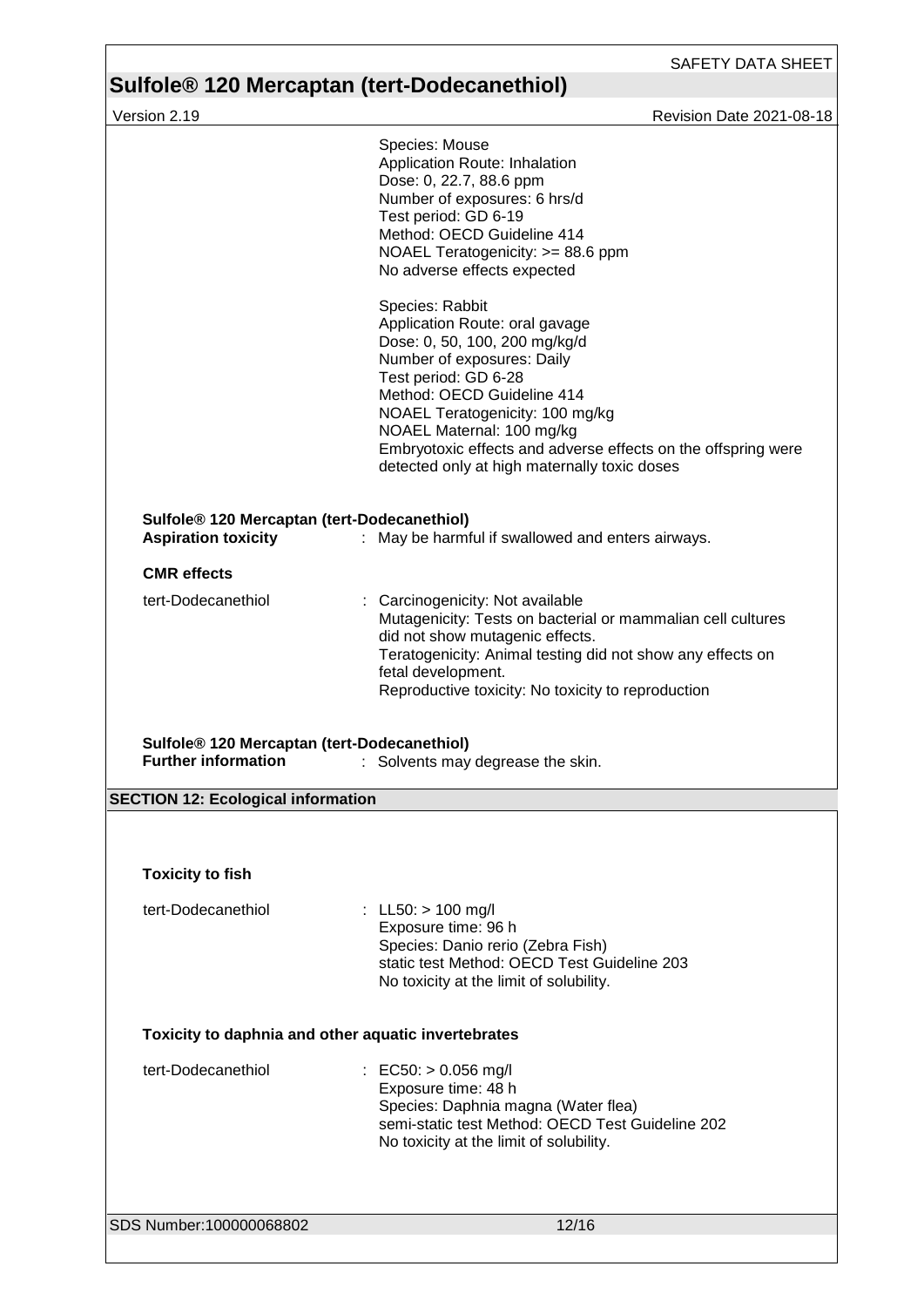Species: Mouse
Application Route: Inhalation
Dose: 0, 22.7, 88.6 ppm
Number of exposures: 6 hrs/d
Test period: GD 6-19
Method: OECD Guideline 414
NOAEL Teratogenicity: >= 88.6 ppm
No adverse effects expected

Species: Rabbit
Application Route: oral gavage
Dose: 0, 50, 100, 200 mg/kg/d
Number of exposures: Daily
Test period: GD 6-28
Method: OECD Guideline 414
NOAEL Teratogenicity: 100 mg/kg
NOAEL Maternal: 100 mg/kg
Embryotoxic effects and adverse effects on the offspring were detected only at high maternally toxic doses

**Sulfole® 120 Mercaptan (tert-Dodecanethiol)**

**Aspiration toxicity** : May be harmful if swallowed and enters airways.

**CMR effects**

tert-Dodecanethiol : Carcinogenicity: Not available
Mutagenicity: Tests on bacterial or mammalian cell cultures did not show mutagenic effects.
Teratogenicity: Animal testing did not show any effects on fetal development.
Reproductive toxicity: No toxicity to reproduction

**Sulfole® 120 Mercaptan (tert-Dodecanethiol)**

**Further information** : Solvents may degrease the skin.

## SECTION 12: Ecological information

**Toxicity to fish**

tert-Dodecanethiol : LL50: > 100 mg/l
Exposure time: 96 h
Species: Danio rerio (Zebra Fish)
static test Method: OECD Test Guideline 203
No toxicity at the limit of solubility.

**Toxicity to daphnia and other aquatic invertebrates**

tert-Dodecanethiol : EC50: > 0.056 mg/l
Exposure time: 48 h
Species: Daphnia magna (Water flea)
semi-static test Method: OECD Test Guideline 202
No toxicity at the limit of solubility.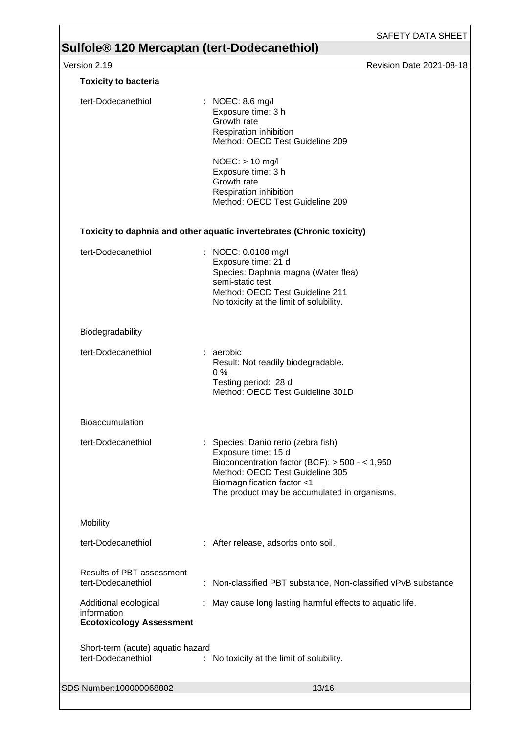**Toxicity to bacteria**

| | |
|---|---|
| tert-Dodecanethiol | : NOEC: 8.6 mg/l<br>Exposure time: 3 h<br>Growth rate<br>Respiration inhibition<br>Method: OECD Test Guideline 209<br><br>NOEC: > 10 mg/l<br>Exposure time: 3 h<br>Growth rate<br>Respiration inhibition<br>Method: OECD Test Guideline 209 |

**Toxicity to daphnia and other aquatic invertebrates (Chronic toxicity)**

| | |
|---|---|
| tert-Dodecanethiol | : NOEC: 0.0108 mg/l<br>Exposure time: 21 d<br>Species: Daphnia magna (Water flea)<br>semi-static test<br>Method: OECD Test Guideline 211<br>No toxicity at the limit of solubility. |

Biodegradability

| | |
|---|---|
| tert-Dodecanethiol | : aerobic<br>Result: Not readily biodegradable.<br>0 %<br>Testing period: 28 d<br>Method: OECD Test Guideline 301D |

Bioaccumulation

| | |
|---|---|
| tert-Dodecanethiol | : Species: Danio rerio (zebra fish)<br>Exposure time: 15 d<br>Bioconcentration factor (BCF): > 500 - < 1,950<br>Method: OECD Test Guideline 305<br>Biomagnification factor <1<br>The product may be accumulated in organisms. |

Mobility

| | |
|---|---|
| tert-Dodecanethiol | : After release, adsorbs onto soil. |

| | |
|---|---|
| Results of PBT assessment<br>tert-Dodecanethiol | : Non-classified PBT substance, Non-classified vPvB substance |
| Additional ecological information | : May cause long lasting harmful effects to aquatic life. |

**Ecotoxicology Assessment**

Short-term (acute) aquatic hazard

| | |
|---|---|
| tert-Dodecanethiol | : No toxicity at the limit of solubility. |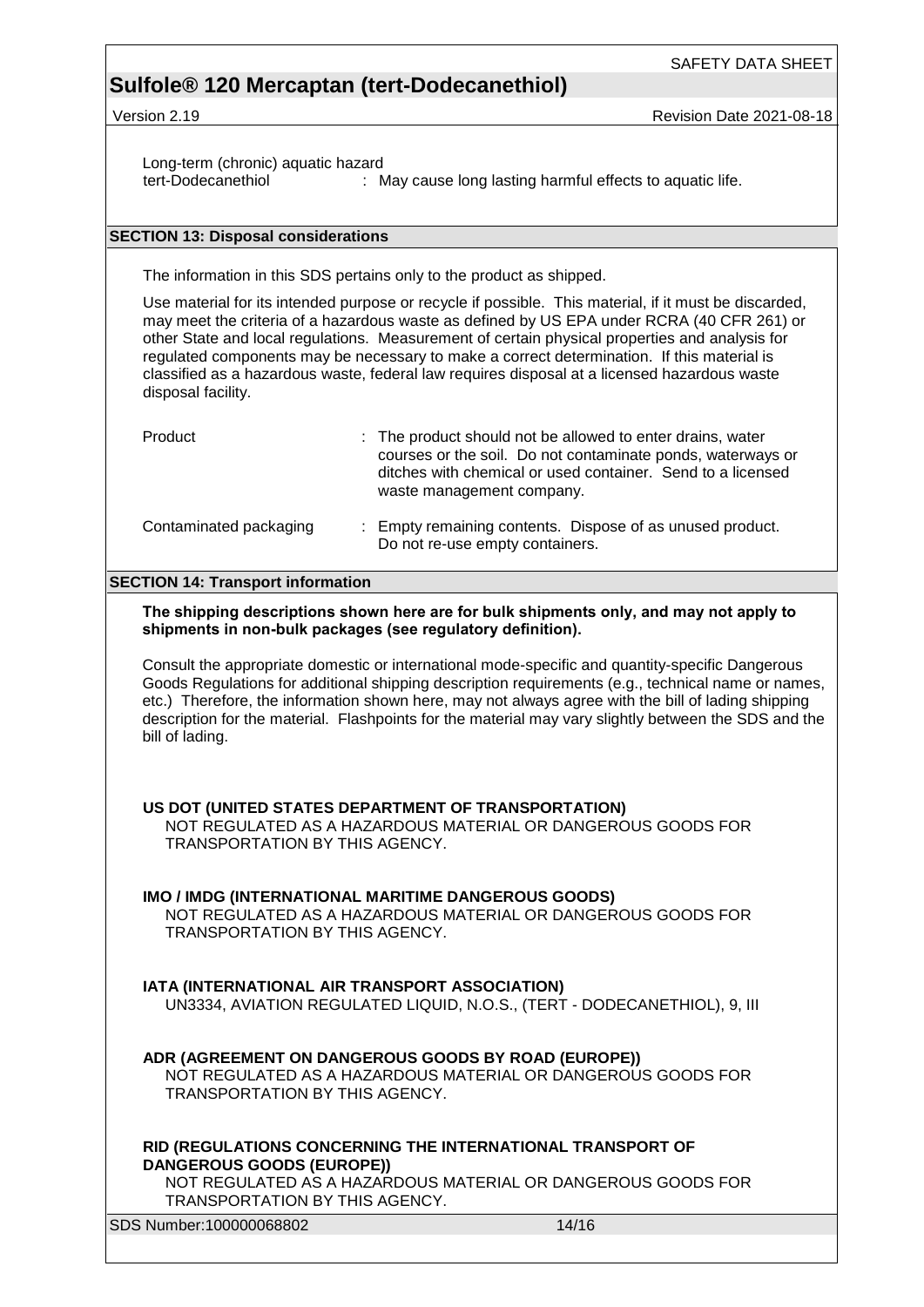Long-term (chronic) aquatic hazard

| | |
|---|---|
| tert-Dodecanethiol | : May cause long lasting harmful effects to aquatic life. |

## SECTION 13: Disposal considerations

The information in this SDS pertains only to the product as shipped.

Use material for its intended purpose or recycle if possible. This material, if it must be discarded, may meet the criteria of a hazardous waste as defined by US EPA under RCRA (40 CFR 261) or other State and local regulations. Measurement of certain physical properties and analysis for regulated components may be necessary to make a correct determination. If this material is classified as a hazardous waste, federal law requires disposal at a licensed hazardous waste disposal facility.

| | |
|---|---|
| Product | : The product should not be allowed to enter drains, water courses or the soil. Do not contaminate ponds, waterways or ditches with chemical or used container. Send to a licensed waste management company. |
| Contaminated packaging | : Empty remaining contents. Dispose of as unused product. Do not re-use empty containers. |

## SECTION 14: Transport information

**The shipping descriptions shown here are for bulk shipments only, and may not apply to shipments in non-bulk packages (see regulatory definition).**

Consult the appropriate domestic or international mode-specific and quantity-specific Dangerous Goods Regulations for additional shipping description requirements (e.g., technical name or names, etc.) Therefore, the information shown here, may not always agree with the bill of lading shipping description for the material. Flashpoints for the material may vary slightly between the SDS and the bill of lading.

**US DOT (UNITED STATES DEPARTMENT OF TRANSPORTATION)**

NOT REGULATED AS A HAZARDOUS MATERIAL OR DANGEROUS GOODS FOR TRANSPORTATION BY THIS AGENCY.

**IMO / IMDG (INTERNATIONAL MARITIME DANGEROUS GOODS)**

NOT REGULATED AS A HAZARDOUS MATERIAL OR DANGEROUS GOODS FOR TRANSPORTATION BY THIS AGENCY.

**IATA (INTERNATIONAL AIR TRANSPORT ASSOCIATION)**

UN3334, AVIATION REGULATED LIQUID, N.O.S., (TERT - DODECANETHIOL), 9, III

**ADR (AGREEMENT ON DANGEROUS GOODS BY ROAD (EUROPE))**

NOT REGULATED AS A HAZARDOUS MATERIAL OR DANGEROUS GOODS FOR TRANSPORTATION BY THIS AGENCY.

**RID (REGULATIONS CONCERNING THE INTERNATIONAL TRANSPORT OF DANGEROUS GOODS (EUROPE))**

NOT REGULATED AS A HAZARDOUS MATERIAL OR DANGEROUS GOODS FOR TRANSPORTATION BY THIS AGENCY.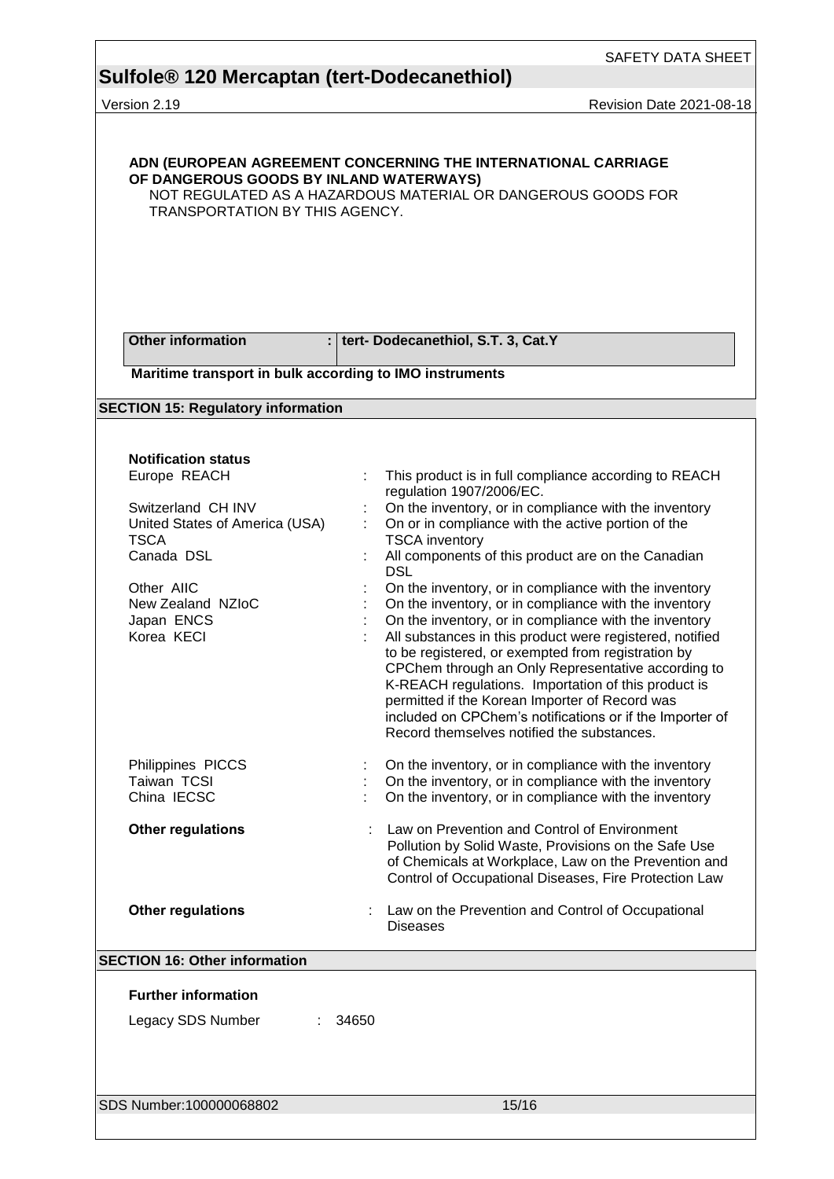**ADN (EUROPEAN AGREEMENT CONCERNING THE INTERNATIONAL CARRIAGE OF DANGEROUS GOODS BY INLAND WATERWAYS)**

NOT REGULATED AS A HAZARDOUS MATERIAL OR DANGEROUS GOODS FOR TRANSPORTATION BY THIS AGENCY.

| **Other information** | : **tert- Dodecanethiol, S.T. 3, Cat.Y** |
|---|---|

**Maritime transport in bulk according to IMO instruments**

## SECTION 15: Regulatory information

**Notification status**

| | | |
|---|---|---|
| Europe REACH | : | This product is in full compliance according to REACH regulation 1907/2006/EC. |
| Switzerland CH INV | : | On the inventory, or in compliance with the inventory |
| United States of America (USA) TSCA | : | On or in compliance with the active portion of the TSCA inventory |
| Canada DSL | : | All components of this product are on the Canadian DSL |
| Other AIIC | : | On the inventory, or in compliance with the inventory |
| New Zealand NZIoC | : | On the inventory, or in compliance with the inventory |
| Japan ENCS | : | On the inventory, or in compliance with the inventory |
| Korea KECI | : | All substances in this product were registered, notified to be registered, or exempted from registration by CPChem through an Only Representative according to K-REACH regulations. Importation of this product is permitted if the Korean Importer of Record was included on CPChem's notifications or if the Importer of Record themselves notified the substances. |
| Philippines PICCS | : | On the inventory, or in compliance with the inventory |
| Taiwan TCSI | : | On the inventory, or in compliance with the inventory |
| China IECSC | : | On the inventory, or in compliance with the inventory |

**Other regulations** : Law on Prevention and Control of Environment Pollution by Solid Waste, Provisions on the Safe Use of Chemicals at Workplace, Law on the Prevention and Control of Occupational Diseases, Fire Protection Law

**Other regulations** : Law on the Prevention and Control of Occupational Diseases

## SECTION 16: Other information

**Further information**

Legacy SDS Number : 34650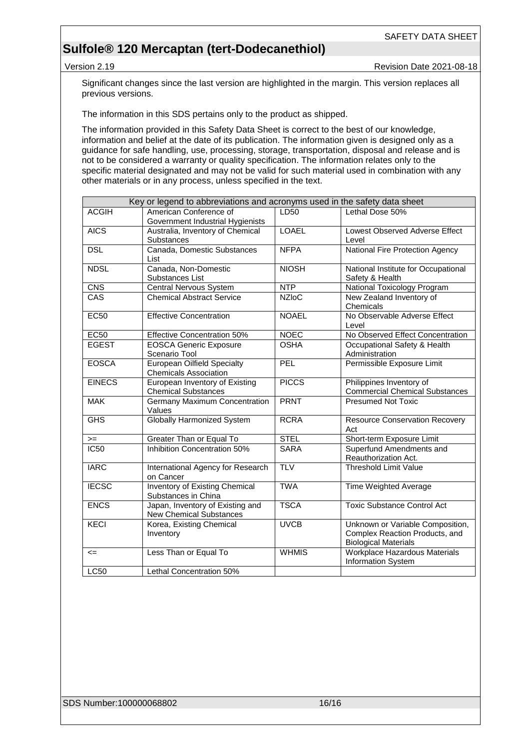Significant changes since the last version are highlighted in the margin. This version replaces all previous versions.

The information in this SDS pertains only to the product as shipped.

The information provided in this Safety Data Sheet is correct to the best of our knowledge, information and belief at the date of its publication. The information given is designed only as a guidance for safe handling, use, processing, storage, transportation, disposal and release and is not to be considered a warranty or quality specification. The information relates only to the specific material designated and may not be valid for such material used in combination with any other materials or in any process, unless specified in the text.

| Key or legend to abbreviations and acronyms used in the safety data sheet | | | |
|---|---|---|---|
| ACGIH | American Conference of Government Industrial Hygienists | LD50 | Lethal Dose 50% |
| AICS | Australia, Inventory of Chemical Substances | LOAEL | Lowest Observed Adverse Effect Level |
| DSL | Canada, Domestic Substances List | NFPA | National Fire Protection Agency |
| NDSL | Canada, Non-Domestic Substances List | NIOSH | National Institute for Occupational Safety & Health |
| CNS | Central Nervous System | NTP | National Toxicology Program |
| CAS | Chemical Abstract Service | NZIoC | New Zealand Inventory of Chemicals |
| EC50 | Effective Concentration | NOAEL | No Observable Adverse Effect Level |
| EC50 | Effective Concentration 50% | NOEC | No Observed Effect Concentration |
| EGEST | EOSCA Generic Exposure Scenario Tool | OSHA | Occupational Safety & Health Administration |
| EOSCA | European Oilfield Specialty Chemicals Association | PEL | Permissible Exposure Limit |
| EINECS | European Inventory of Existing Chemical Substances | PICCS | Philippines Inventory of Commercial Chemical Substances |
| MAK | Germany Maximum Concentration Values | PRNT | Presumed Not Toxic |
| GHS | Globally Harmonized System | RCRA | Resource Conservation Recovery Act |
| >= | Greater Than or Equal To | STEL | Short-term Exposure Limit |
| IC50 | Inhibition Concentration 50% | SARA | Superfund Amendments and Reauthorization Act. |
| IARC | International Agency for Research on Cancer | TLV | Threshold Limit Value |
| IECSC | Inventory of Existing Chemical Substances in China | TWA | Time Weighted Average |
| ENCS | Japan, Inventory of Existing and New Chemical Substances | TSCA | Toxic Substance Control Act |
| KECI | Korea, Existing Chemical Inventory | UVCB | Unknown or Variable Composition, Complex Reaction Products, and Biological Materials |
| <= | Less Than or Equal To | WHMIS | Workplace Hazardous Materials Information System |
| LC50 | Lethal Concentration 50% | | |